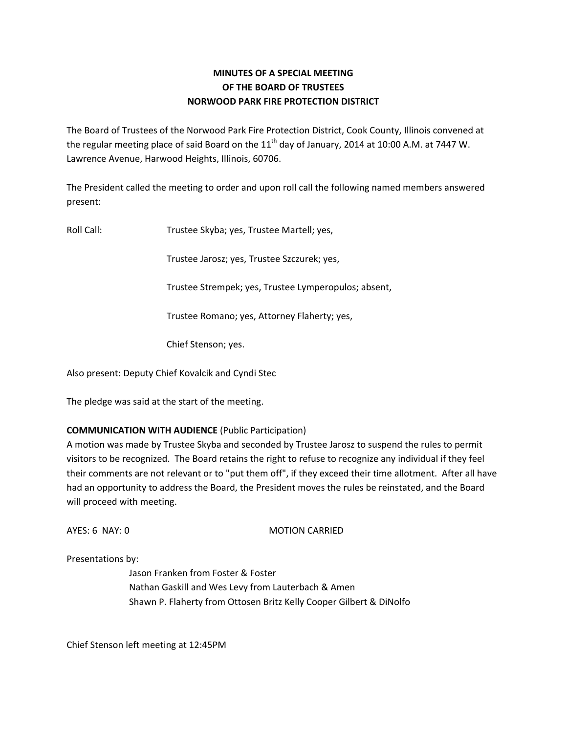# MINUTES OF A SPECIAL MEETING
# OF THE BOARD OF TRUSTEES
# NORWOOD PARK FIRE PROTECTION DISTRICT

The Board of Trustees of the Norwood Park Fire Protection District, Cook County, Illinois convened at the regular meeting place of said Board on the 11th day of January, 2014 at 10:00 A.M. at 7447 W. Lawrence Avenue, Harwood Heights, Illinois, 60706.

The President called the meeting to order and upon roll call the following named members answered present:

Roll Call: Trustee Skyba; yes, Trustee Martell; yes,

Trustee Jarosz; yes, Trustee Szczurek; yes,

Trustee Strempek; yes, Trustee Lymperopulos; absent,

Trustee Romano; yes, Attorney Flaherty; yes,

Chief Stenson; yes.

Also present: Deputy Chief Kovalcik and Cyndi Stec

The pledge was said at the start of the meeting.

**COMMUNICATION WITH AUDIENCE** (Public Participation)
A motion was made by Trustee Skyba and seconded by Trustee Jarosz to suspend the rules to permit visitors to be recognized. The Board retains the right to refuse to recognize any individual if they feel their comments are not relevant or to "put them off", if they exceed their time allotment. After all have had an opportunity to address the Board, the President moves the rules be reinstated, and the Board will proceed with meeting.

AYES: 6 NAY: 0 MOTION CARRIED

Presentations by:

Jason Franken from Foster & Foster
Nathan Gaskill and Wes Levy from Lauterbach & Amen
Shawn P. Flaherty from Ottosen Britz Kelly Cooper Gilbert & DiNolfo

Chief Stenson left meeting at 12:45PM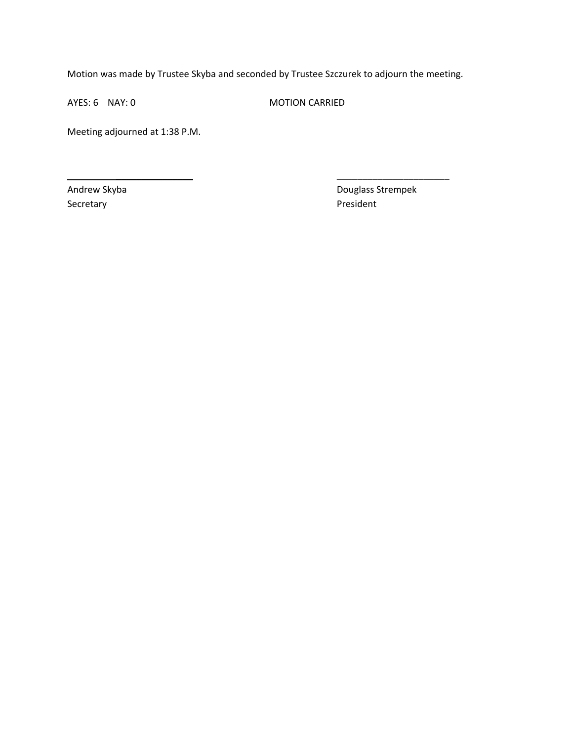Motion was made by Trustee Skyba and seconded by Trustee Szczurek to adjourn the meeting.

AYES: 6 NAY: 0 MOTION CARRIED

Meeting adjourned at 1:38 P.M.

_______________________ _______________________

Andrew Skyba
Secretary

Douglass Strempek
President